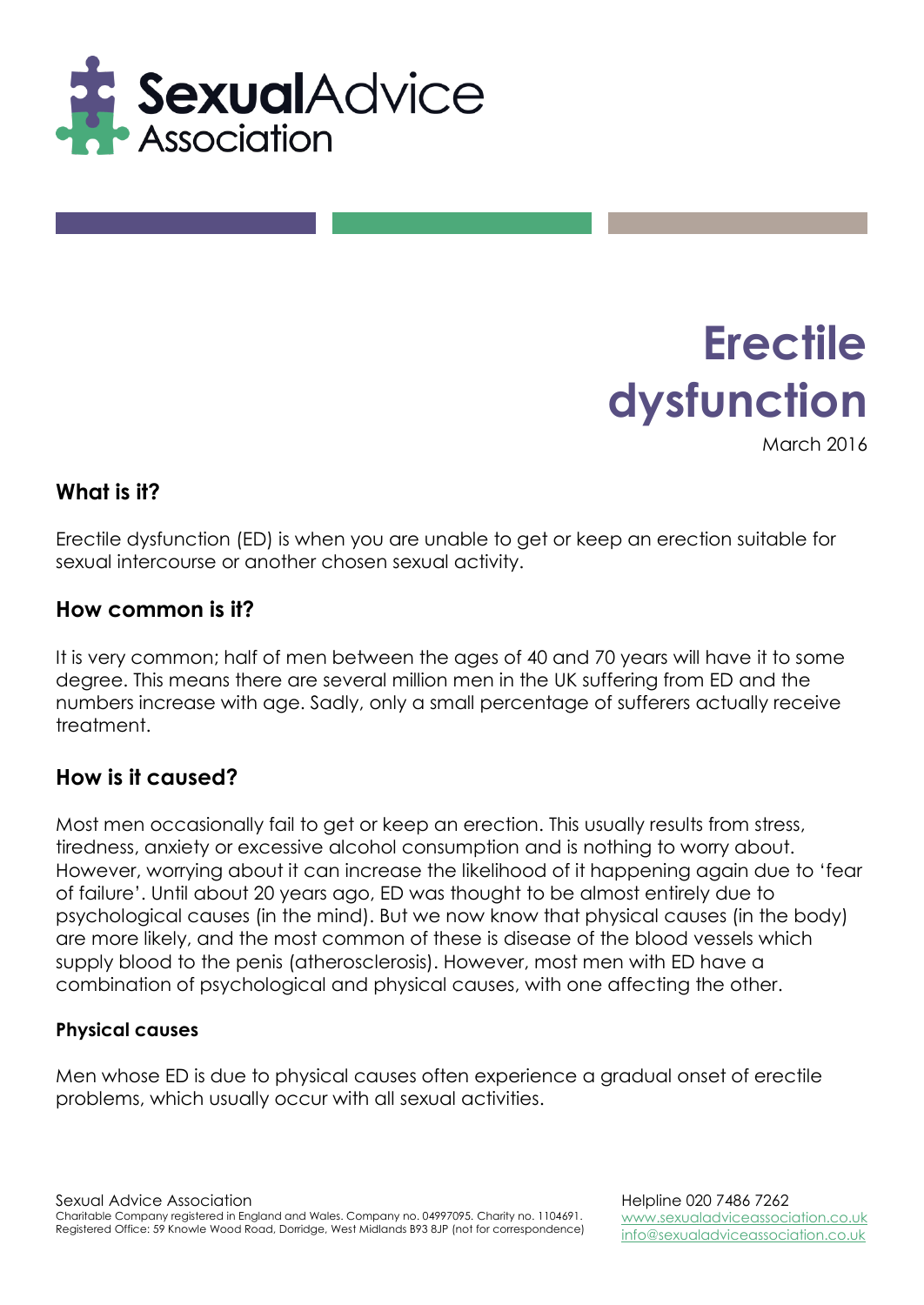# Erectile dysfunction

March 2016

## What is it?

Erectile dysfunction (ED) is when you are unable to get or keep an erection suitable for sexual intercourse or another chosen sexual activity.

## How common is it?

It is very common; half of men between the ages of 40 and 70 years will have it to some degree. This means there are several million men in the UK suffering from ED and the numbers increase with age. Sadly, only a small percentage of sufferers actually receive treatment.

## How is it caused?

Most men occasionally fail to get or keep an erection. This usually results from stress, tiredness, anxiety or excessive alcohol consumption and is nothing to worry about. However, worrying about it can increase the likelihood of it happening again due to 'fear of failure'. Until about 20 years ago, ED was thought to be almost entirely due to psychological causes (in the mind). But we now know that physical causes (in the body) are more likely, and the most common of these is disease of the blood vessels which supply blood to the penis (atherosclerosis). However, most men with ED have a combination of psychological and physical causes, with one affecting the other.

### Physical causes

Men whose ED is due to physical causes often experience a gradual onset of erectile problems, which usually occur with all sexual activities.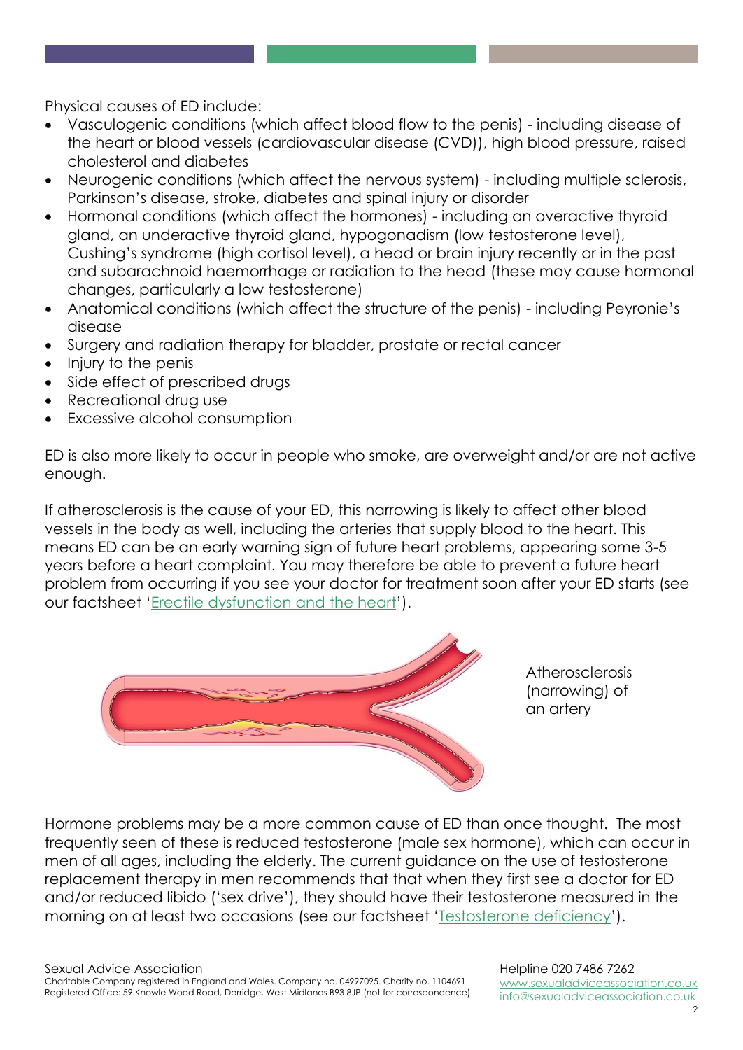Physical causes of ED include:

- Vasculogenic conditions (which affect blood flow to the penis) - including disease of the heart or blood vessels (cardiovascular disease (CVD)), high blood pressure, raised cholesterol and diabetes
- Neurogenic conditions (which affect the nervous system) - including multiple sclerosis, Parkinson's disease, stroke, diabetes and spinal injury or disorder
- Hormonal conditions (which affect the hormones) - including an overactive thyroid gland, an underactive thyroid gland, hypogonadism (low testosterone level), Cushing's syndrome (high cortisol level), a head or brain injury recently or in the past and subarachnoid haemorrhage or radiation to the head (these may cause hormonal changes, particularly a low testosterone)
- Anatomical conditions (which affect the structure of the penis) - including Peyronie's disease
- Surgery and radiation therapy for bladder, prostate or rectal cancer
- Injury to the penis
- Side effect of prescribed drugs
- Recreational drug use
- Excessive alcohol consumption

ED is also more likely to occur in people who smoke, are overweight and/or are not active enough.

If atherosclerosis is the cause of your ED, this narrowing is likely to affect other blood vessels in the body as well, including the arteries that supply blood to the heart. This means ED can be an early warning sign of future heart problems, appearing some 3-5 years before a heart complaint. You may therefore be able to prevent a future heart problem from occurring if you see your doctor for treatment soon after your ED starts (see our factsheet 'Erectile dysfunction and the heart').

Atherosclerosis (narrowing) of an artery

Hormone problems may be a more common cause of ED than once thought. The most frequently seen of these is reduced testosterone (male sex hormone), which can occur in men of all ages, including the elderly. The current guidance on the use of testosterone replacement therapy in men recommends that that when they first see a doctor for ED and/or reduced libido ('sex drive'), they should have their testosterone measured in the morning on at least two occasions (see our factsheet 'Testosterone deficiency').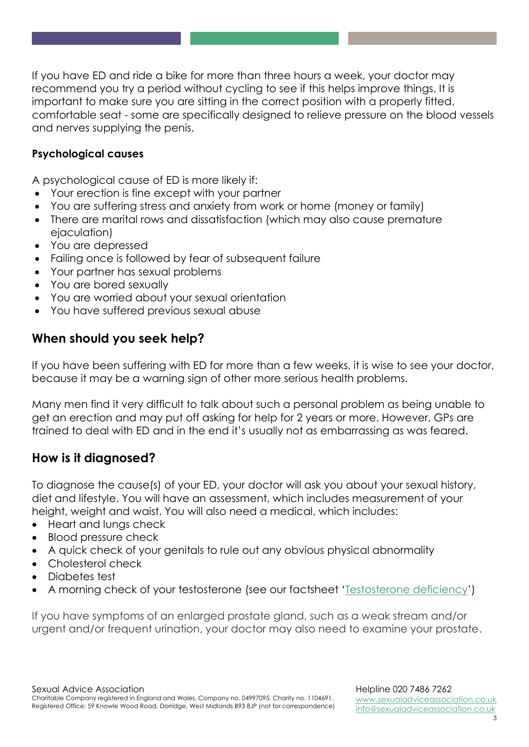If you have ED and ride a bike for more than three hours a week, your doctor may recommend you try a period without cycling to see if this helps improve things. It is important to make sure you are sitting in the correct position with a properly fitted, comfortable seat - some are specifically designed to relieve pressure on the blood vessels and nerves supplying the penis.

### Psychological causes

A psychological cause of ED is more likely if:

- Your erection is fine except with your partner
- You are suffering stress and anxiety from work or home (money or family)
- There are marital rows and dissatisfaction (which may also cause premature ejaculation)
- You are depressed
- Failing once is followed by fear of subsequent failure
- Your partner has sexual problems
- You are bored sexually
- You are worried about your sexual orientation
- You have suffered previous sexual abuse

## When should you seek help?

If you have been suffering with ED for more than a few weeks, it is wise to see your doctor, because it may be a warning sign of other more serious health problems.

Many men find it very difficult to talk about such a personal problem as being unable to get an erection and may put off asking for help for 2 years or more. However, GPs are trained to deal with ED and in the end it's usually not as embarrassing as was feared.

## How is it diagnosed?

To diagnose the cause(s) of your ED, your doctor will ask you about your sexual history, diet and lifestyle. You will have an assessment, which includes measurement of your height, weight and waist. You will also need a medical, which includes:

- Heart and lungs check
- Blood pressure check
- A quick check of your genitals to rule out any obvious physical abnormality
- Cholesterol check
- Diabetes test
- A morning check of your testosterone (see our factsheet 'Testosterone deficiency')

If you have symptoms of an enlarged prostate gland, such as a weak stream and/or urgent and/or frequent urination, your doctor may also need to examine your prostate.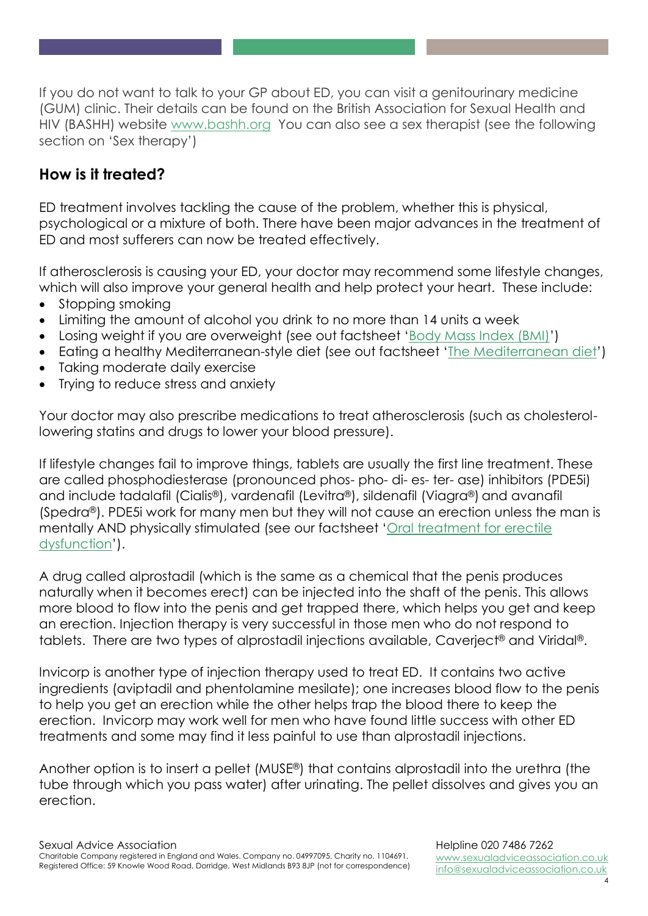If you do not want to talk to your GP about ED, you can visit a genitourinary medicine (GUM) clinic. Their details can be found on the British Association for Sexual Health and HIV (BASHH) website www.bashh.org You can also see a sex therapist (see the following section on 'Sex therapy')

## How is it treated?

ED treatment involves tackling the cause of the problem, whether this is physical, psychological or a mixture of both. There have been major advances in the treatment of ED and most sufferers can now be treated effectively.

If atherosclerosis is causing your ED, your doctor may recommend some lifestyle changes, which will also improve your general health and help protect your heart. These include:

- Stopping smoking
- Limiting the amount of alcohol you drink to no more than 14 units a week
- Losing weight if you are overweight (see out factsheet 'Body Mass Index (BMI)')
- Eating a healthy Mediterranean-style diet (see out factsheet 'The Mediterranean diet')
- Taking moderate daily exercise
- Trying to reduce stress and anxiety

Your doctor may also prescribe medications to treat atherosclerosis (such as cholesterol-lowering statins and drugs to lower your blood pressure).

If lifestyle changes fail to improve things, tablets are usually the first line treatment. These are called phosphodiesterase (pronounced phos- pho- di- es- ter- ase) inhibitors (PDE5i) and include tadalafil (Cialis®), vardenafil (Levitra®), sildenafil (Viagra®) and avanafil (Spedra®). PDE5i work for many men but they will not cause an erection unless the man is mentally AND physically stimulated (see our factsheet 'Oral treatment for erectile dysfunction').

A drug called alprostadil (which is the same as a chemical that the penis produces naturally when it becomes erect) can be injected into the shaft of the penis. This allows more blood to flow into the penis and get trapped there, which helps you get and keep an erection. Injection therapy is very successful in those men who do not respond to tablets. There are two types of alprostadil injections available, Caverject® and Viridal®.

Invicorp is another type of injection therapy used to treat ED. It contains two active ingredients (aviptadil and phentolamine mesilate); one increases blood flow to the penis to help you get an erection while the other helps trap the blood there to keep the erection. Invicorp may work well for men who have found little success with other ED treatments and some may find it less painful to use than alprostadil injections.

Another option is to insert a pellet (MUSE®) that contains alprostadil into the urethra (the tube through which you pass water) after urinating. The pellet dissolves and gives you an erection.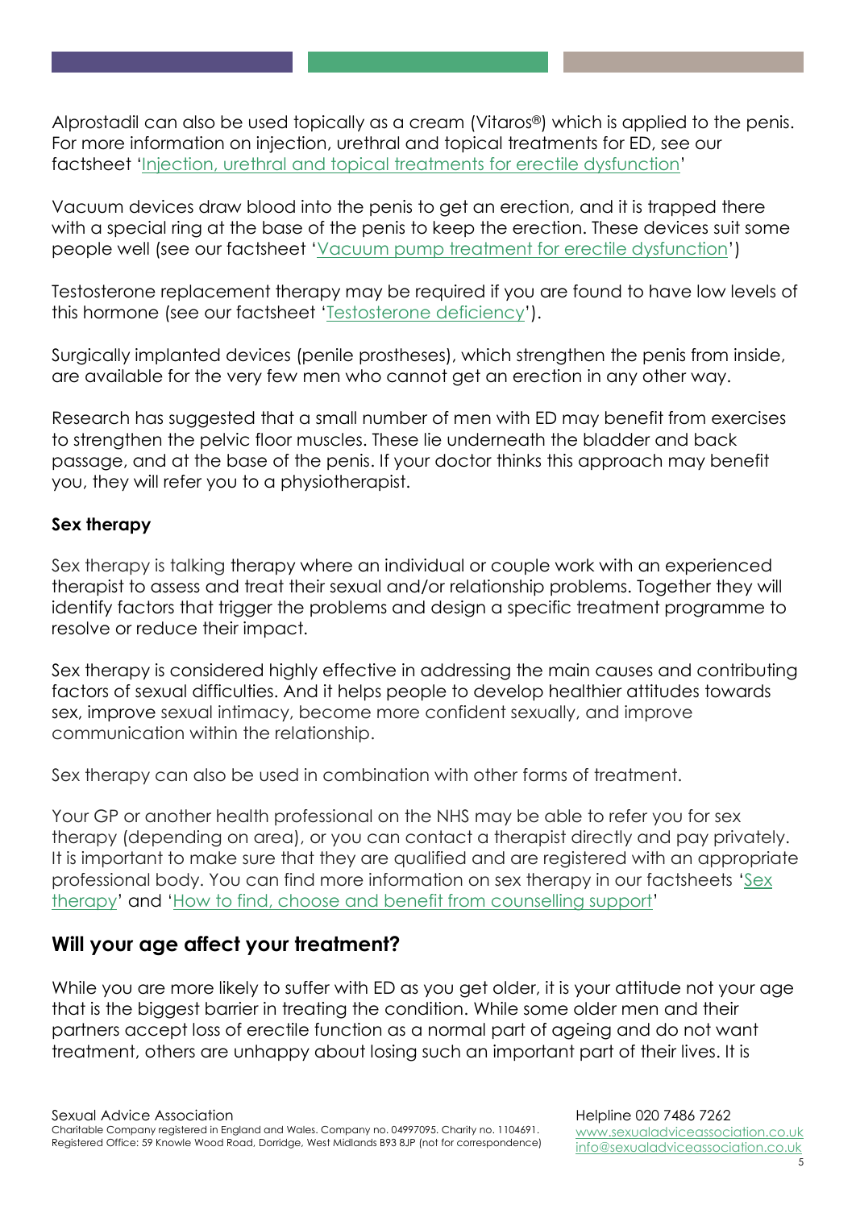Alprostadil can also be used topically as a cream (Vitaros®) which is applied to the penis. For more information on injection, urethral and topical treatments for ED, see our factsheet '[Injection, urethral and topical treatments for erectile dysfunction]'

Vacuum devices draw blood into the penis to get an erection, and it is trapped there with a special ring at the base of the penis to keep the erection. These devices suit some people well (see our factsheet '[Vacuum pump treatment for erectile dysfunction]')

Testosterone replacement therapy may be required if you are found to have low levels of this hormone (see our factsheet '[Testosterone deficiency]').

Surgically implanted devices (penile prostheses), which strengthen the penis from inside, are available for the very few men who cannot get an erection in any other way.

Research has suggested that a small number of men with ED may benefit from exercises to strengthen the pelvic floor muscles. These lie underneath the bladder and back passage, and at the base of the penis. If your doctor thinks this approach may benefit you, they will refer you to a physiotherapist.

**Sex therapy**

Sex therapy is talking therapy where an individual or couple work with an experienced therapist to assess and treat their sexual and/or relationship problems. Together they will identify factors that trigger the problems and design a specific treatment programme to resolve or reduce their impact.

Sex therapy is considered highly effective in addressing the main causes and contributing factors of sexual difficulties. And it helps people to develop healthier attitudes towards sex, improve sexual intimacy, become more confident sexually, and improve communication within the relationship.

Sex therapy can also be used in combination with other forms of treatment.

Your GP or another health professional on the NHS may be able to refer you for sex therapy (depending on area), or you can contact a therapist directly and pay privately. It is important to make sure that they are qualified and are registered with an appropriate professional body. You can find more information on sex therapy in our factsheets '[Sex therapy]' and '[How to find, choose and benefit from counselling support]'

## Will your age affect your treatment?

While you are more likely to suffer with ED as you get older, it is your attitude not your age that is the biggest barrier in treating the condition. While some older men and their partners accept loss of erectile function as a normal part of ageing and do not want treatment, others are unhappy about losing such an important part of their lives. It is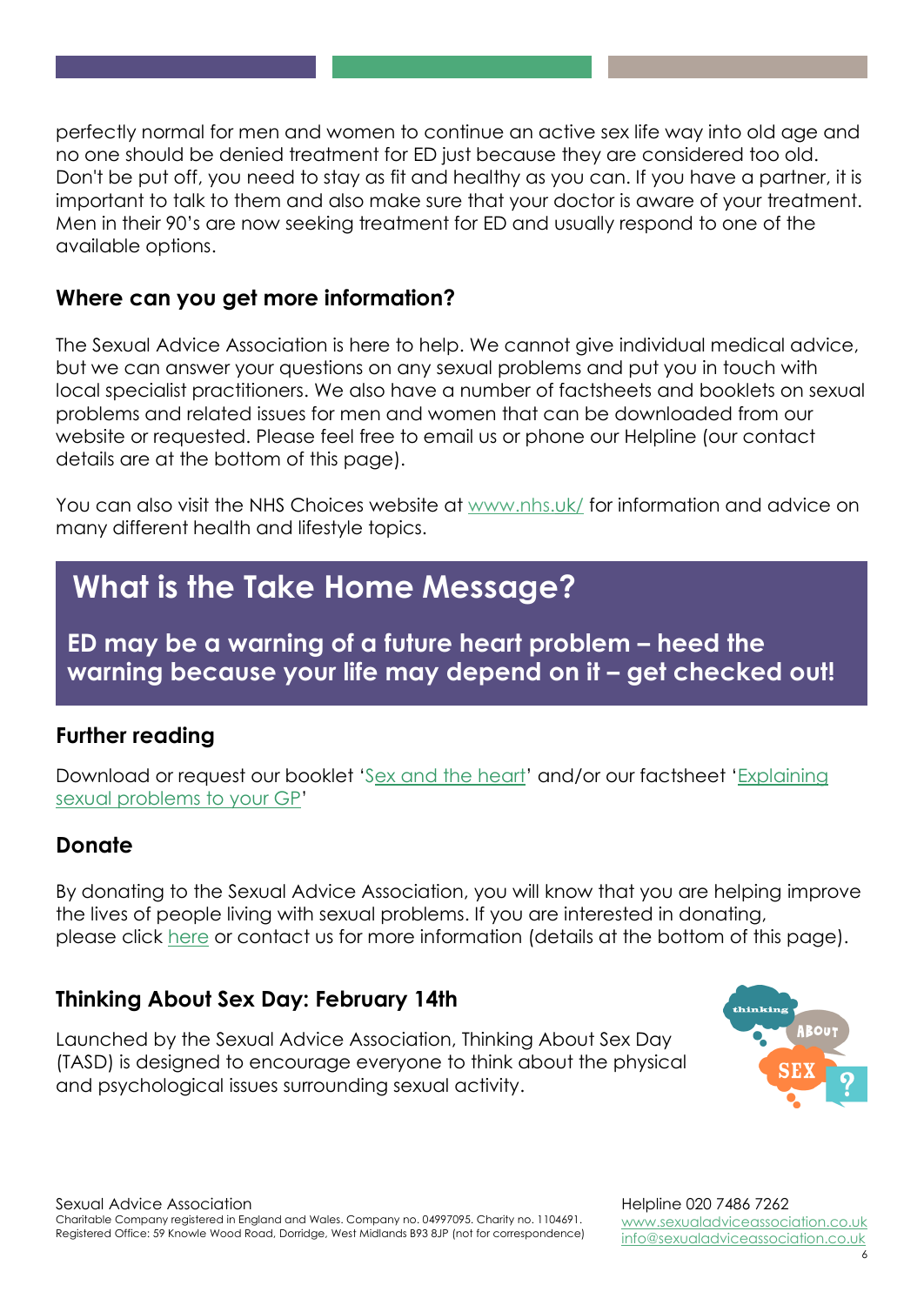perfectly normal for men and women to continue an active sex life way into old age and no one should be denied treatment for ED just because they are considered too old. Don't be put off, you need to stay as fit and healthy as you can. If you have a partner, it is important to talk to them and also make sure that your doctor is aware of your treatment. Men in their 90's are now seeking treatment for ED and usually respond to one of the available options.

## Where can you get more information?

The Sexual Advice Association is here to help. We cannot give individual medical advice, but we can answer your questions on any sexual problems and put you in touch with local specialist practitioners. We also have a number of factsheets and booklets on sexual problems and related issues for men and women that can be downloaded from our website or requested. Please feel free to email us or phone our Helpline (our contact details are at the bottom of this page).

You can also visit the NHS Choices website at www.nhs.uk/ for information and advice on many different health and lifestyle topics.

## What is the Take Home Message?

**ED may be a warning of a future heart problem – heed the warning because your life may depend on it – get checked out!**

## Further reading

Download or request our booklet 'Sex and the heart' and/or our factsheet 'Explaining sexual problems to your GP'

## Donate

By donating to the Sexual Advice Association, you will know that you are helping improve the lives of people living with sexual problems. If you are interested in donating, please click here or contact us for more information (details at the bottom of this page).

## Thinking About Sex Day: February 14th

Launched by the Sexual Advice Association, Thinking About Sex Day (TASD) is designed to encourage everyone to think about the physical and psychological issues surrounding sexual activity.

Sexual Advice Association
Charitable Company registered in England and Wales. Company no. 04997095. Charity no. 1104691.
Registered Office: 59 Knowle Wood Road, Dorridge, West Midlands B93 8JP (not for correspondence)

Helpline 020 7486 7262
www.sexualadviceassociation.co.uk
info@sexualadviceassociation.co.uk